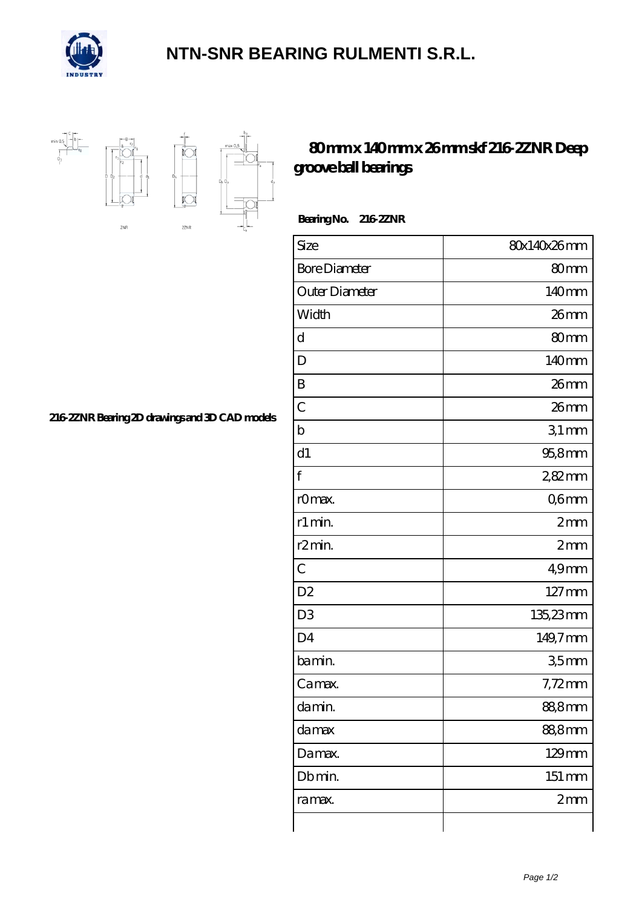# NTN-SNR BEARING RULMENTI S.R.L.

## 80 mm x 140 mm x 26 mm skf 216-2ZNR Deep groove ball bearings

**Bearing No. 216-2ZNR**

216-2ZNR Bearing 2D drawings and 3D CAD models

| Size | 80x140x26 mm |
| --- | --- |
| Bore Diameter | 80 mm |
| Outer Diameter | 140 mm |
| Width | 26 mm |
| d | 80 mm |
| D | 140 mm |
| B | 26 mm |
| C | 26 mm |
| b | 3,1 mm |
| d1 | 95,8 mm |
| f | 2,82 mm |
| r0 max. | 0,6 mm |
| r1 min. | 2 mm |
| r2 min. | 2 mm |
| C | 4,9 mm |
| D2 | 127 mm |
| D3 | 135,23 mm |
| D4 | 149,7 mm |
| ba min. | 3,5 mm |
| Ca max. | 7,72 mm |
| da min. | 88,8 mm |
| da max | 88,8 mm |
| Da max. | 129 mm |
| Db min. | 151 mm |
| ra max. | 2 mm |
| | |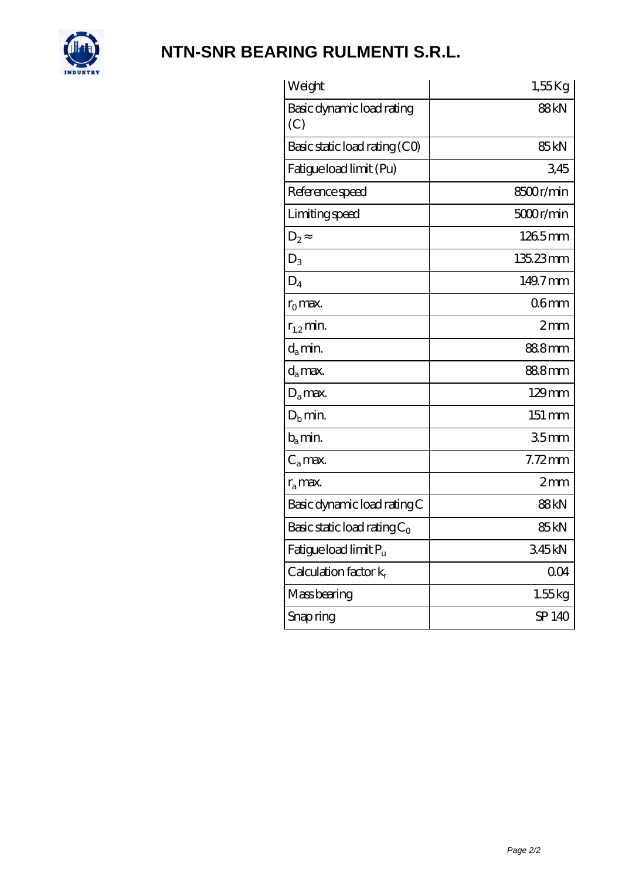# NTN-SNR BEARING RULMENTI S.R.L.

| | |
|---|---|
| Weight | 1,55 Kg |
| Basic dynamic load rating (C) | 88 kN |
| Basic static load rating (C0) | 85 kN |
| Fatigue load limit (Pu) | 3,45 |
| Reference speed | 8500 r/min |
| Limiting speed | 5000 r/min |
| $D_2 \approx$ | 126.5 mm |
| $D_3$ | 135.23 mm |
| $D_4$ | 149.7 mm |
| $r_0$ max. | 0.6 mm |
| $r_{1,2}$ min. | 2 mm |
| $d_a$ min. | 88.8 mm |
| $d_a$ max. | 88.8 mm |
| $D_a$ max. | 129 mm |
| $D_b$ min. | 151 mm |
| $b_a$ min. | 3.5 mm |
| $C_a$ max. | 7.72 mm |
| $r_a$ max. | 2 mm |
| Basic dynamic load rating C | 88 kN |
| Basic static load rating $C_0$ | 85 kN |
| Fatigue load limit $P_u$ | 3.45 kN |
| Calculation factor $k_r$ | 0.04 |
| Mass bearing | 1.55 kg |
| Snap ring | SP 140 |